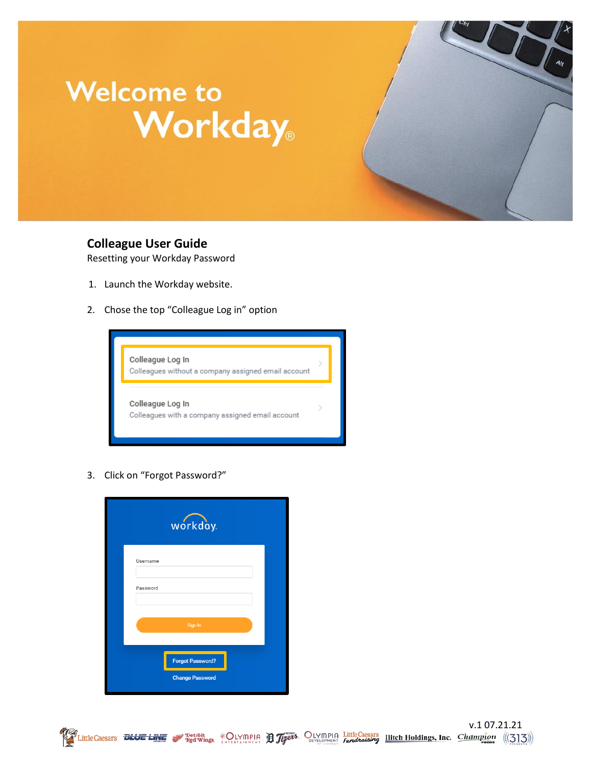# Welcome to Workday®

## Colleague User Guide

Resetting your Workday Password

1. Launch the Workday website.

2. Chose the top "Colleague Log in" option

   Colleague Log In
   Colleagues without a company assigned email account

   Colleague Log In
   Colleagues with a company assigned email account

3. Click on "Forgot Password?"

   workday

   Username

   Password

   Sign In

   Forgot Password?

   Change Password

v.1 07.21.21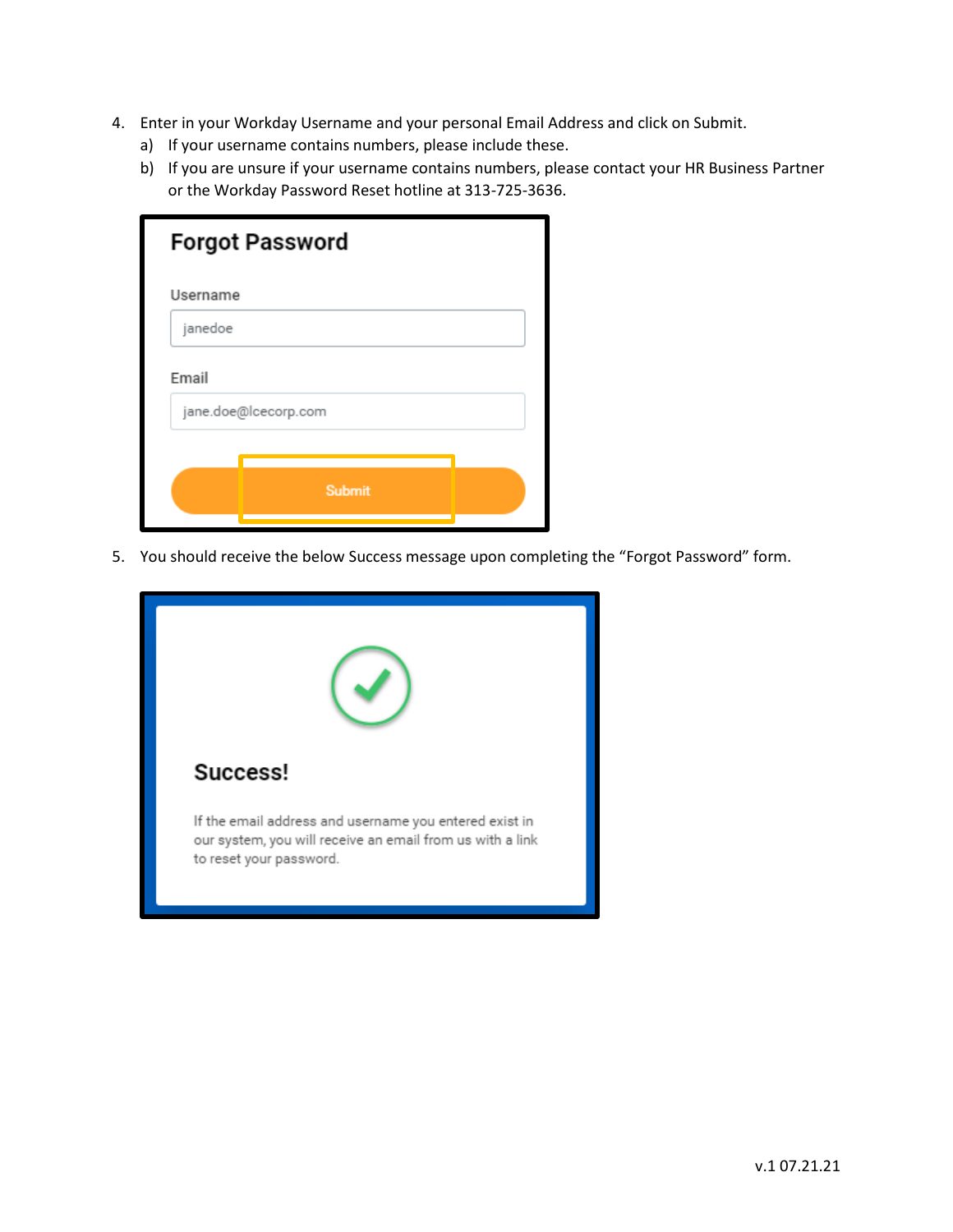4. Enter in your Workday Username and your personal Email Address and click on Submit.
   a) If your username contains numbers, please include these.
   b) If you are unsure if your username contains numbers, please contact your HR Business Partner or the Workday Password Reset hotline at 313-725-3636.

**Forgot Password**

Username

janedoe

Email

jane.doe@lcecorp.com

Submit

5. You should receive the below Success message upon completing the "Forgot Password" form.

**Success!**

If the email address and username you entered exist in our system, you will receive an email from us with a link to reset your password.

v.1 07.21.21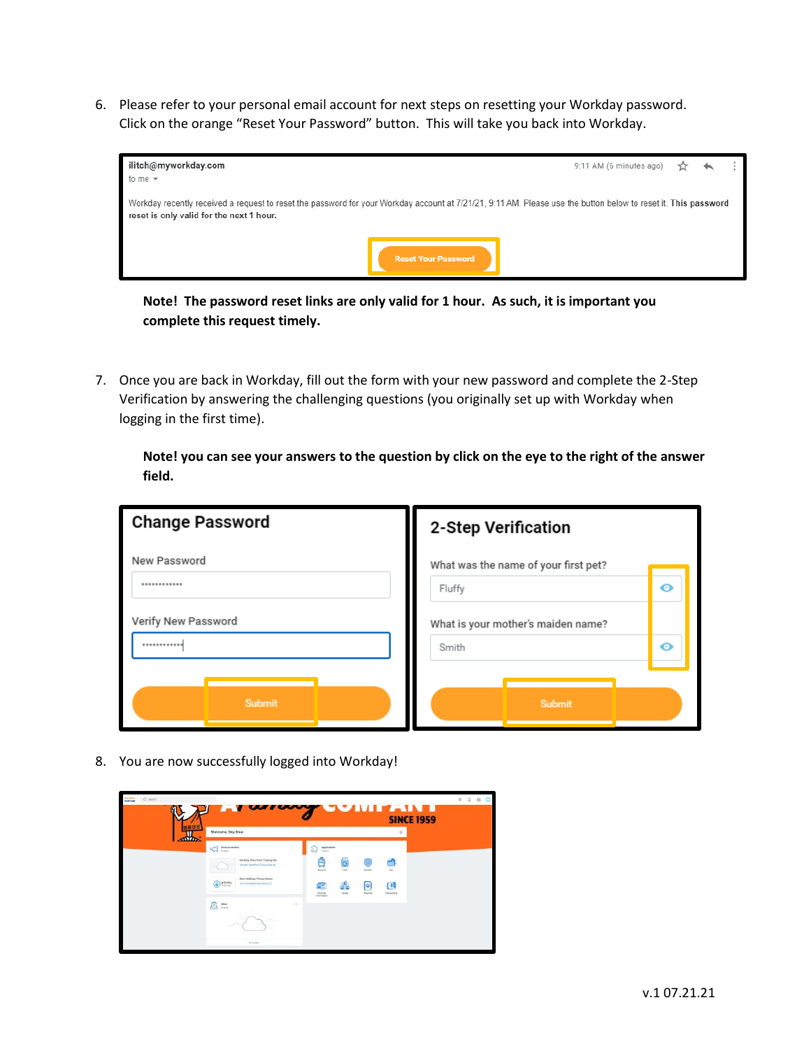6. Please refer to your personal email account for next steps on resetting your Workday password. Click on the orange "Reset Your Password" button. This will take you back into Workday.

   **Note! The password reset links are only valid for 1 hour. As such, it is important you complete this request timely.**

7. Once you are back in Workday, fill out the form with your new password and complete the 2-Step Verification by answering the challenging questions (you originally set up with Workday when logging in the first time).

   **Note! you can see your answers to the question by click on the eye to the right of the answer field.**

8. You are now successfully logged into Workday!

v.1 07.21.21